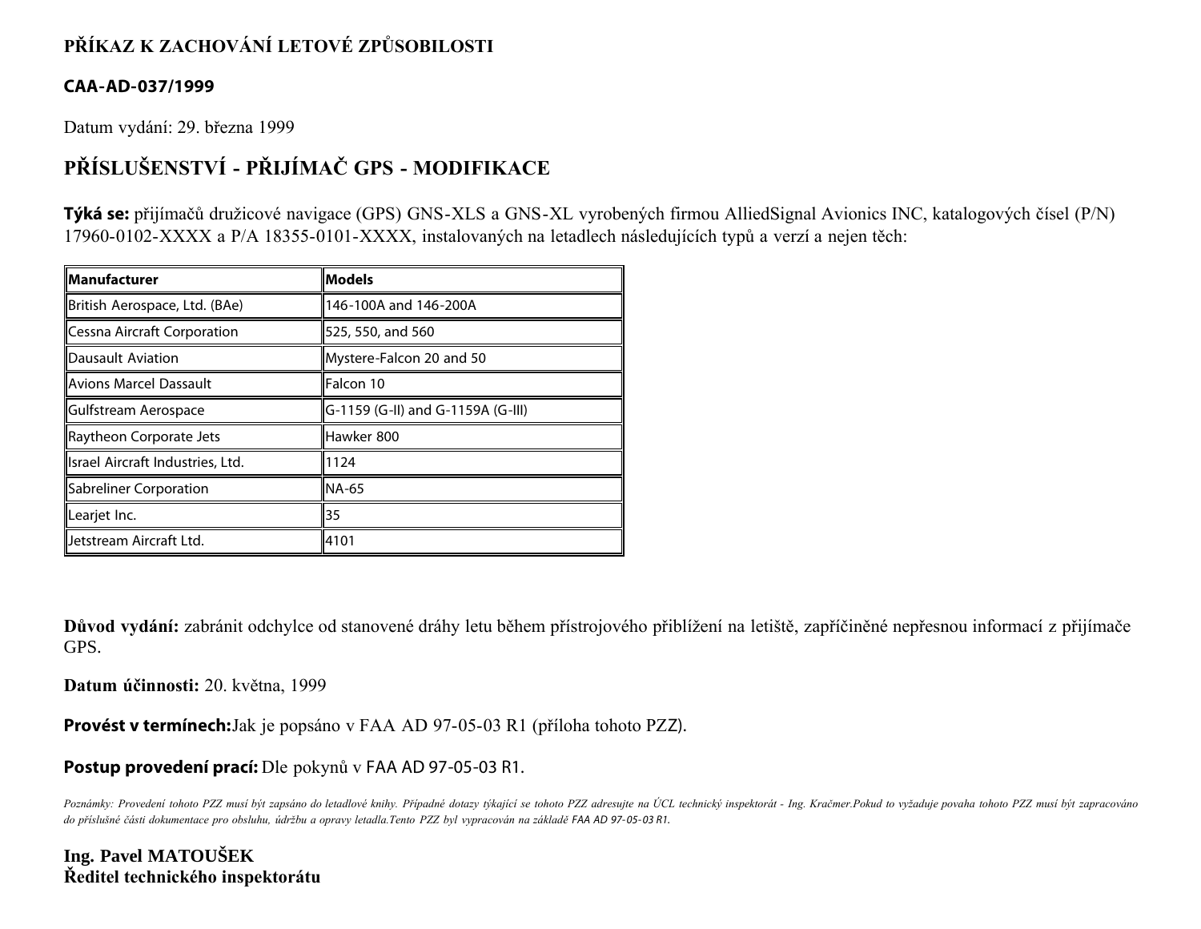**PŘÍKAZ K ZACHOVÁNÍ LETOVÉ ZPŮSOBILOSTI**

**CAA-AD-037/1999**

Datum vydání: 29. března 1999

# PŘÍSLUŠENSTVÍ - PŘIJÍMAČ GPS - MODIFIKACE

**Týká se:** přijímačů družicové navigace (GPS) GNS-XLS a GNS-XL vyrobených firmou AlliedSignal Avionics INC, katalogových čísel (P/N) 17960-0102-XXXX a P/A 18355-0101-XXXX, instalovaných na letadlech následujících typů a verzí a nejen těch:

| Manufacturer | Models |
|---|---|
| British Aerospace, Ltd. (BAe) | 146-100A and 146-200A |
| Cessna Aircraft Corporation | 525, 550, and 560 |
| Dausault Aviation | Mystere-Falcon 20 and 50 |
| Avions Marcel Dassault | Falcon 10 |
| Gulfstream Aerospace | G-1159 (G-II) and G-1159A (G-III) |
| Raytheon Corporate Jets | Hawker 800 |
| Israel Aircraft Industries, Ltd. | 1124 |
| Sabreliner Corporation | NA-65 |
| Learjet Inc. | 35 |
| Jetstream Aircraft Ltd. | 4101 |

**Důvod vydání:** zabránit odchylce od stanovené dráhy letu během přístrojového přiblížení na letiště, zapříčiněné nepřesnou informací z přijímače GPS.

**Datum účinnosti:** 20. května, 1999

**Provést v termínech:** Jak je popsáno v FAA AD 97-05-03 R1 (příloha tohoto PZZ).

**Postup provedení prací:** Dle pokynů v FAA AD 97-05-03 R1.

*Poznámky: Provedení tohoto PZZ musí být zapsáno do letadlové knihy. Případné dotazy týkající se tohoto PZZ adresujte na ÚCL technický inspektorát - Ing. Kračmer.Pokud to vyžaduje povaha tohoto PZZ musí být zapracováno do příslušné části dokumentace pro obsluhu, údržbu a opravy letadla.Tento PZZ byl vypracován na základě FAA AD 97-05-03 R1.*

**Ing. Pavel MATOUŠEK**
**Ředitel technického inspektorátu**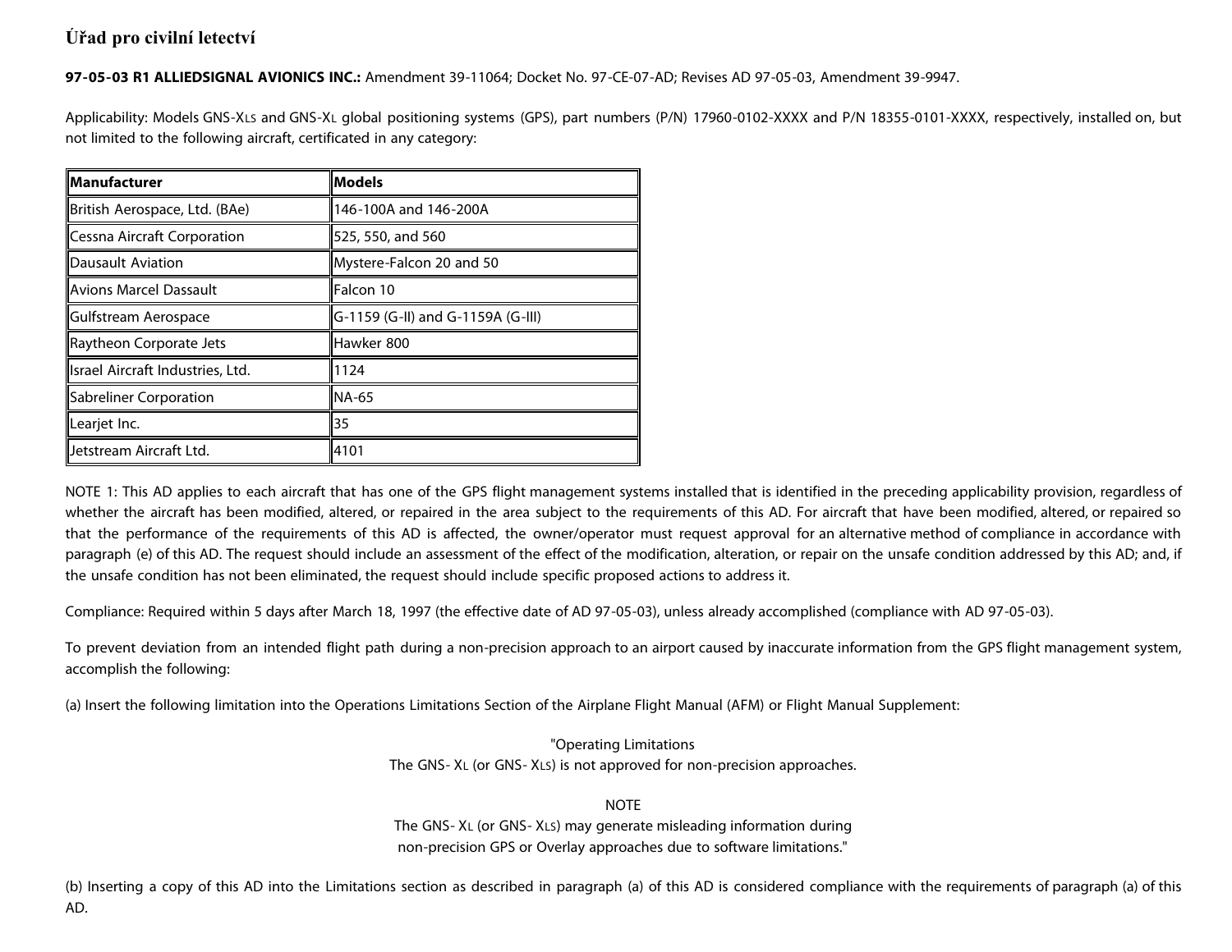**97-05-03 R1 ALLIEDSIGNAL AVIONICS INC.:** Amendment 39-11064; Docket No. 97-CE-07-AD; Revises AD 97-05-03, Amendment 39-9947.

Applicability: Models GNS-XLS and GNS-XL global positioning systems (GPS), part numbers (P/N) 17960-0102-XXXX and P/N 18355-0101-XXXX, respectively, installed on, but not limited to the following aircraft, certificated in any category:

| Manufacturer | Models |
|---|---|
| British Aerospace, Ltd. (BAe) | 146-100A and 146-200A |
| Cessna Aircraft Corporation | 525, 550, and 560 |
| Dausault Aviation | Mystere-Falcon 20 and 50 |
| Avions Marcel Dassault | Falcon 10 |
| Gulfstream Aerospace | G-1159 (G-II) and G-1159A (G-III) |
| Raytheon Corporate Jets | Hawker 800 |
| Israel Aircraft Industries, Ltd. | 1124 |
| Sabreliner Corporation | NA-65 |
| Learjet Inc. | 35 |
| Jetstream Aircraft Ltd. | 4101 |

NOTE 1: This AD applies to each aircraft that has one of the GPS flight management systems installed that is identified in the preceding applicability provision, regardless of whether the aircraft has been modified, altered, or repaired in the area subject to the requirements of this AD. For aircraft that have been modified, altered, or repaired so that the performance of the requirements of this AD is affected, the owner/operator must request approval for an alternative method of compliance in accordance with paragraph (e) of this AD. The request should include an assessment of the effect of the modification, alteration, or repair on the unsafe condition addressed by this AD; and, if the unsafe condition has not been eliminated, the request should include specific proposed actions to address it.

Compliance: Required within 5 days after March 18, 1997 (the effective date of AD 97-05-03), unless already accomplished (compliance with AD 97-05-03).

To prevent deviation from an intended flight path during a non-precision approach to an airport caused by inaccurate information from the GPS flight management system, accomplish the following:

(a) Insert the following limitation into the Operations Limitations Section of the Airplane Flight Manual (AFM) or Flight Manual Supplement:

"Operating Limitations
The GNS- XL (or GNS- XLS) is not approved for non-precision approaches.

NOTE
The GNS- XL (or GNS- XLS) may generate misleading information during
non-precision GPS or Overlay approaches due to software limitations."

(b) Inserting a copy of this AD into the Limitations section as described in paragraph (a) of this AD is considered compliance with the requirements of paragraph (a) of this AD.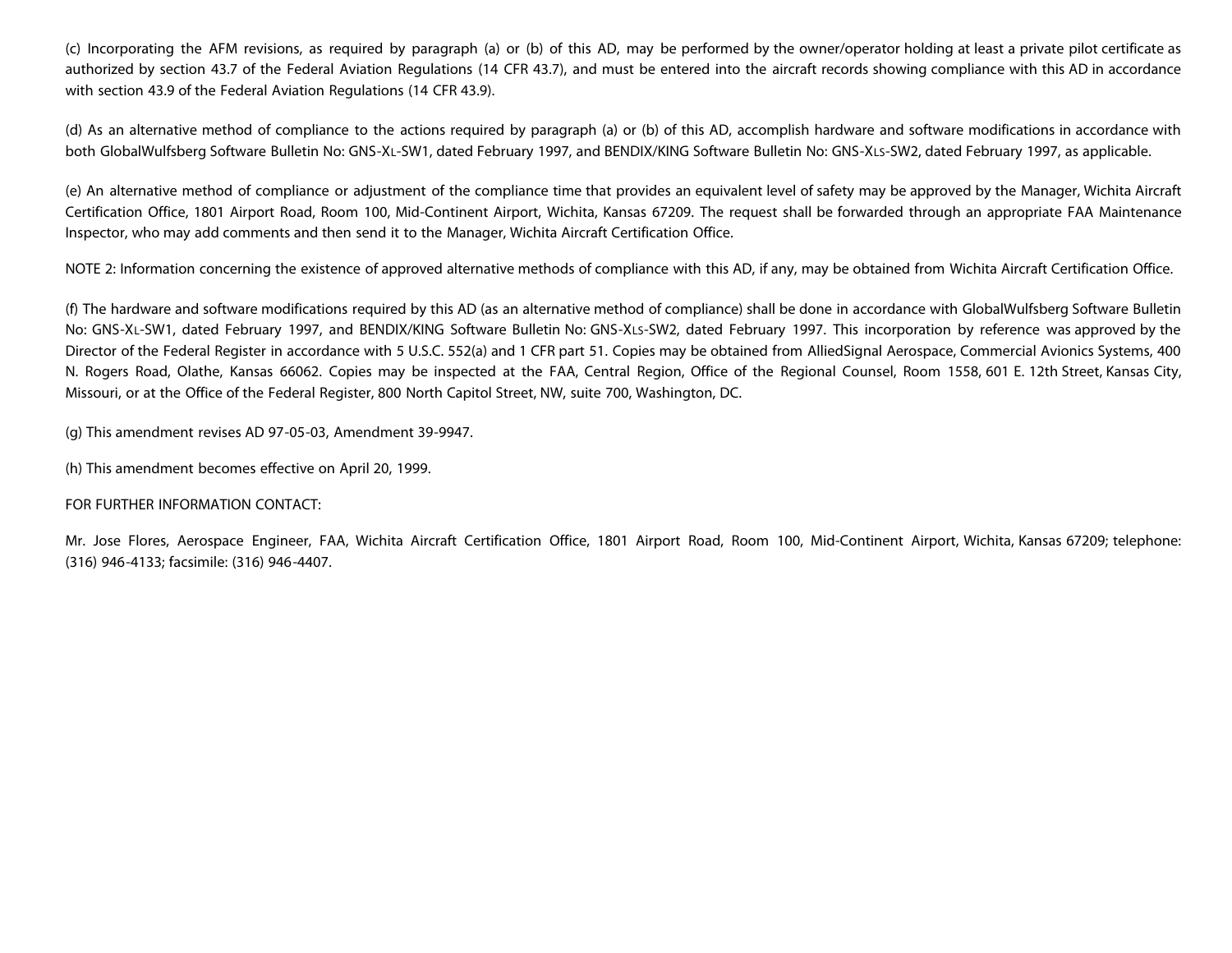(c) Incorporating the AFM revisions, as required by paragraph (a) or (b) of this AD, may be performed by the owner/operator holding at least a private pilot certificate as authorized by section 43.7 of the Federal Aviation Regulations (14 CFR 43.7), and must be entered into the aircraft records showing compliance with this AD in accordance with section 43.9 of the Federal Aviation Regulations (14 CFR 43.9).

(d) As an alternative method of compliance to the actions required by paragraph (a) or (b) of this AD, accomplish hardware and software modifications in accordance with both GlobalWulfsberg Software Bulletin No: GNS-XL-SW1, dated February 1997, and BENDIX/KING Software Bulletin No: GNS-XLS-SW2, dated February 1997, as applicable.

(e) An alternative method of compliance or adjustment of the compliance time that provides an equivalent level of safety may be approved by the Manager, Wichita Aircraft Certification Office, 1801 Airport Road, Room 100, Mid-Continent Airport, Wichita, Kansas 67209. The request shall be forwarded through an appropriate FAA Maintenance Inspector, who may add comments and then send it to the Manager, Wichita Aircraft Certification Office.

NOTE 2: Information concerning the existence of approved alternative methods of compliance with this AD, if any, may be obtained from Wichita Aircraft Certification Office.

(f) The hardware and software modifications required by this AD (as an alternative method of compliance) shall be done in accordance with GlobalWulfsberg Software Bulletin No: GNS-XL-SW1, dated February 1997, and BENDIX/KING Software Bulletin No: GNS-XLS-SW2, dated February 1997. This incorporation by reference was approved by the Director of the Federal Register in accordance with 5 U.S.C. 552(a) and 1 CFR part 51. Copies may be obtained from AlliedSignal Aerospace, Commercial Avionics Systems, 400 N. Rogers Road, Olathe, Kansas 66062. Copies may be inspected at the FAA, Central Region, Office of the Regional Counsel, Room 1558, 601 E. 12th Street, Kansas City, Missouri, or at the Office of the Federal Register, 800 North Capitol Street, NW, suite 700, Washington, DC.

(g) This amendment revises AD 97-05-03, Amendment 39-9947.

(h) This amendment becomes effective on April 20, 1999.

FOR FURTHER INFORMATION CONTACT:

Mr. Jose Flores, Aerospace Engineer, FAA, Wichita Aircraft Certification Office, 1801 Airport Road, Room 100, Mid-Continent Airport, Wichita, Kansas 67209; telephone: (316) 946-4133; facsimile: (316) 946-4407.